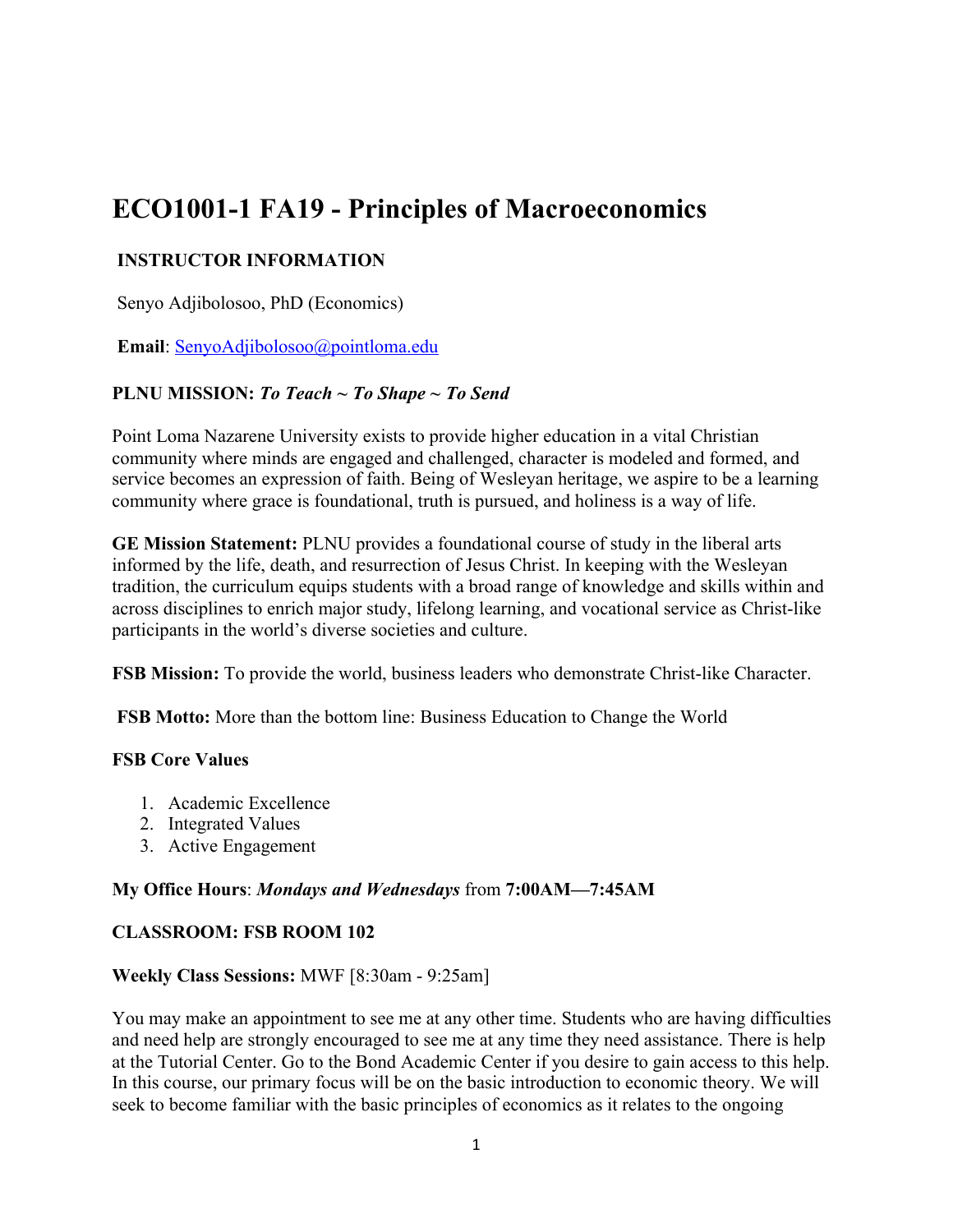# ECO1001-1 FA19 - Principles of Macroeconomics

**INSTRUCTOR INFORMATION**

Senyo Adjibolosoo, PhD (Economics)

**Email**: SenyoAdjibolosoo@pointloma.edu

**PLNU MISSION:** ***To Teach ~ To Shape ~ To Send***

Point Loma Nazarene University exists to provide higher education in a vital Christian community where minds are engaged and challenged, character is modeled and formed, and service becomes an expression of faith. Being of Wesleyan heritage, we aspire to be a learning community where grace is foundational, truth is pursued, and holiness is a way of life.

**GE Mission Statement:** PLNU provides a foundational course of study in the liberal arts informed by the life, death, and resurrection of Jesus Christ. In keeping with the Wesleyan tradition, the curriculum equips students with a broad range of knowledge and skills within and across disciplines to enrich major study, lifelong learning, and vocational service as Christ-like participants in the world's diverse societies and culture.

**FSB Mission:** To provide the world, business leaders who demonstrate Christ-like Character.

**FSB Motto:** More than the bottom line: Business Education to Change the World

**FSB Core Values**

1. Academic Excellence
2. Integrated Values
3. Active Engagement

**My Office Hours**: ***Mondays and Wednesdays*** from **7:00AM—7:45AM**

**CLASSROOM: FSB ROOM 102**

**Weekly Class Sessions:** MWF [8:30am - 9:25am]

You may make an appointment to see me at any other time. Students who are having difficulties and need help are strongly encouraged to see me at any time they need assistance. There is help at the Tutorial Center. Go to the Bond Academic Center if you desire to gain access to this help. In this course, our primary focus will be on the basic introduction to economic theory. We will seek to become familiar with the basic principles of economics as it relates to the ongoing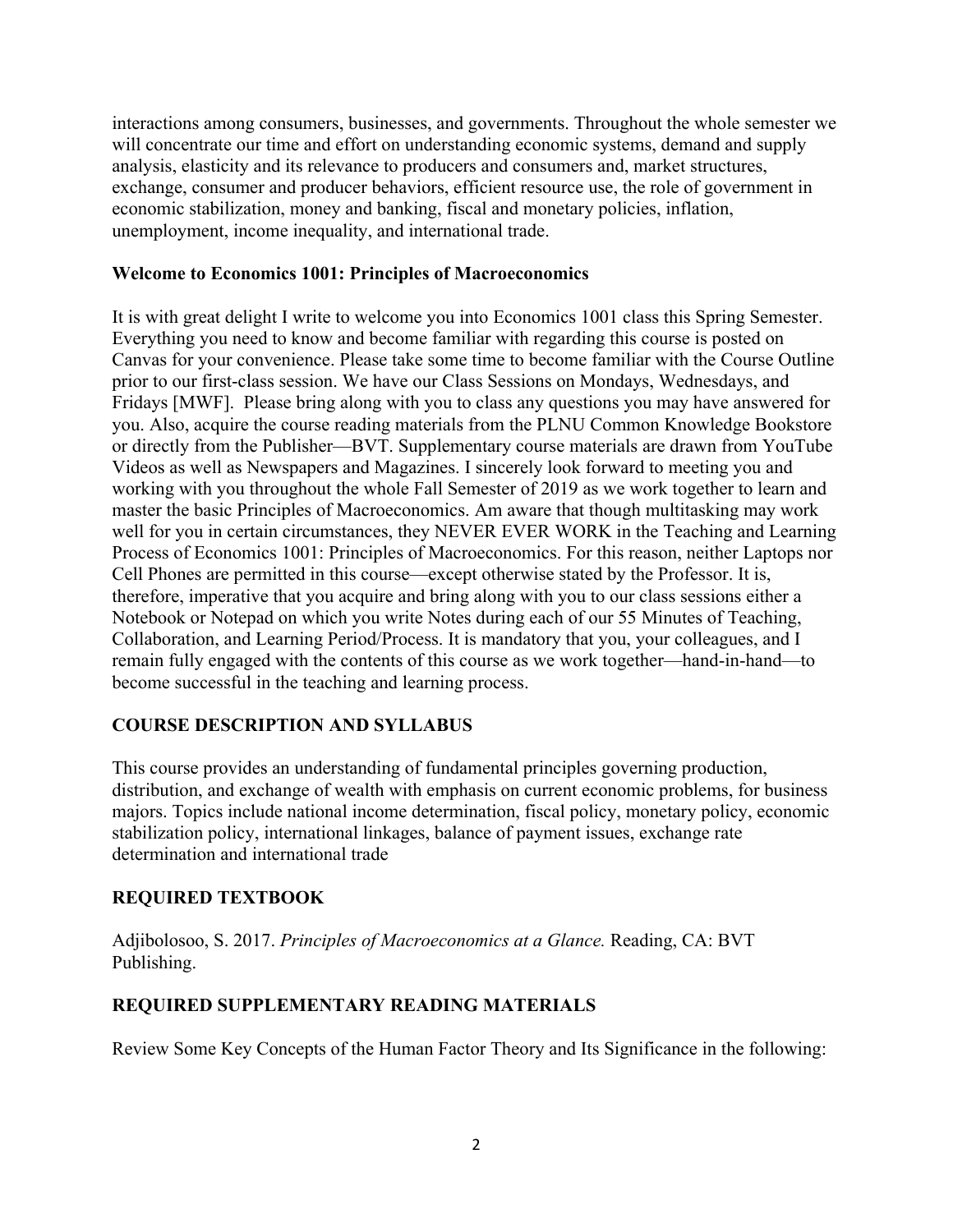interactions among consumers, businesses, and governments. Throughout the whole semester we will concentrate our time and effort on understanding economic systems, demand and supply analysis, elasticity and its relevance to producers and consumers and, market structures, exchange, consumer and producer behaviors, efficient resource use, the role of government in economic stabilization, money and banking, fiscal and monetary policies, inflation, unemployment, income inequality, and international trade.

**Welcome to Economics 1001: Principles of Macroeconomics**

It is with great delight I write to welcome you into Economics 1001 class this Spring Semester. Everything you need to know and become familiar with regarding this course is posted on Canvas for your convenience. Please take some time to become familiar with the Course Outline prior to our first-class session. We have our Class Sessions on Mondays, Wednesdays, and Fridays [MWF]. Please bring along with you to class any questions you may have answered for you. Also, acquire the course reading materials from the PLNU Common Knowledge Bookstore or directly from the Publisher—BVT. Supplementary course materials are drawn from YouTube Videos as well as Newspapers and Magazines. I sincerely look forward to meeting you and working with you throughout the whole Fall Semester of 2019 as we work together to learn and master the basic Principles of Macroeconomics. Am aware that though multitasking may work well for you in certain circumstances, they NEVER EVER WORK in the Teaching and Learning Process of Economics 1001: Principles of Macroeconomics. For this reason, neither Laptops nor Cell Phones are permitted in this course—except otherwise stated by the Professor. It is, therefore, imperative that you acquire and bring along with you to our class sessions either a Notebook or Notepad on which you write Notes during each of our 55 Minutes of Teaching, Collaboration, and Learning Period/Process. It is mandatory that you, your colleagues, and I remain fully engaged with the contents of this course as we work together—hand-in-hand—to become successful in the teaching and learning process.

## COURSE DESCRIPTION AND SYLLABUS

This course provides an understanding of fundamental principles governing production, distribution, and exchange of wealth with emphasis on current economic problems, for business majors. Topics include national income determination, fiscal policy, monetary policy, economic stabilization policy, international linkages, balance of payment issues, exchange rate determination and international trade

## REQUIRED TEXTBOOK

Adjibolosoo, S. 2017. *Principles of Macroeconomics at a Glance.* Reading, CA: BVT Publishing.

## REQUIRED SUPPLEMENTARY READING MATERIALS

Review Some Key Concepts of the Human Factor Theory and Its Significance in the following: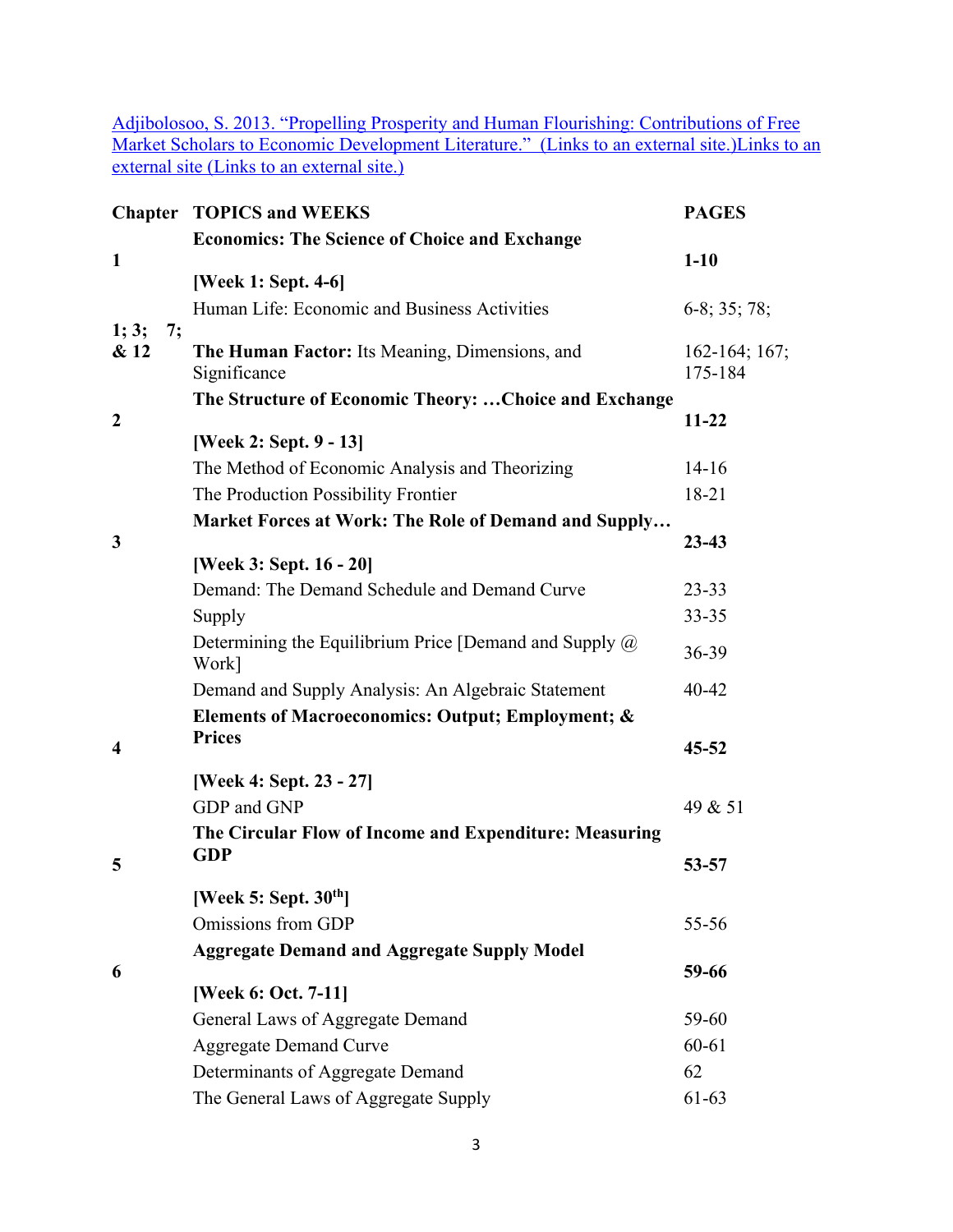[Adjibolosoo, S. 2013. "Propelling Prosperity and Human Flourishing: Contributions of Free Market Scholars to Economic Development Literature." (Links to an external site.)Links to an external site (Links to an external site.)]()

| Chapter | TOPICS and WEEKS | PAGES |
|---|---|---|
| 1 | **Economics: The Science of Choice and Exchange** | **1-10** |
| | **[Week 1: Sept. 4-6]** | |
| 1; 3; 7; & 12 | Human Life: Economic and Business Activities | 6-8; 35; 78; |
| | **The Human Factor:** Its Meaning, Dimensions, and Significance | 162-164; 167; 175-184 |
| 2 | **The Structure of Economic Theory: …Choice and Exchange** | **11-22** |
| | **[Week 2: Sept. 9 - 13]** | |
| | The Method of Economic Analysis and Theorizing | 14-16 |
| | The Production Possibility Frontier | 18-21 |
| 3 | **Market Forces at Work: The Role of Demand and Supply…** | **23-43** |
| | **[Week 3: Sept. 16 - 20]** | |
| | Demand: The Demand Schedule and Demand Curve | 23-33 |
| | Supply | 33-35 |
| | Determining the Equilibrium Price [Demand and Supply @ Work] | 36-39 |
| | Demand and Supply Analysis: An Algebraic Statement | 40-42 |
| 4 | **Elements of Macroeconomics: Output; Employment; & Prices** | **45-52** |
| | **[Week 4: Sept. 23 - 27]** | |
| | GDP and GNP | 49 & 51 |
| 5 | **The Circular Flow of Income and Expenditure: Measuring GDP** | **53-57** |
| | **[Week 5: Sept. 30th]** | |
| | Omissions from GDP | 55-56 |
| 6 | **Aggregate Demand and Aggregate Supply Model** | **59-66** |
| | **[Week 6: Oct. 7-11]** | |
| | General Laws of Aggregate Demand | 59-60 |
| | Aggregate Demand Curve | 60-61 |
| | Determinants of Aggregate Demand | 62 |
| | The General Laws of Aggregate Supply | 61-63 |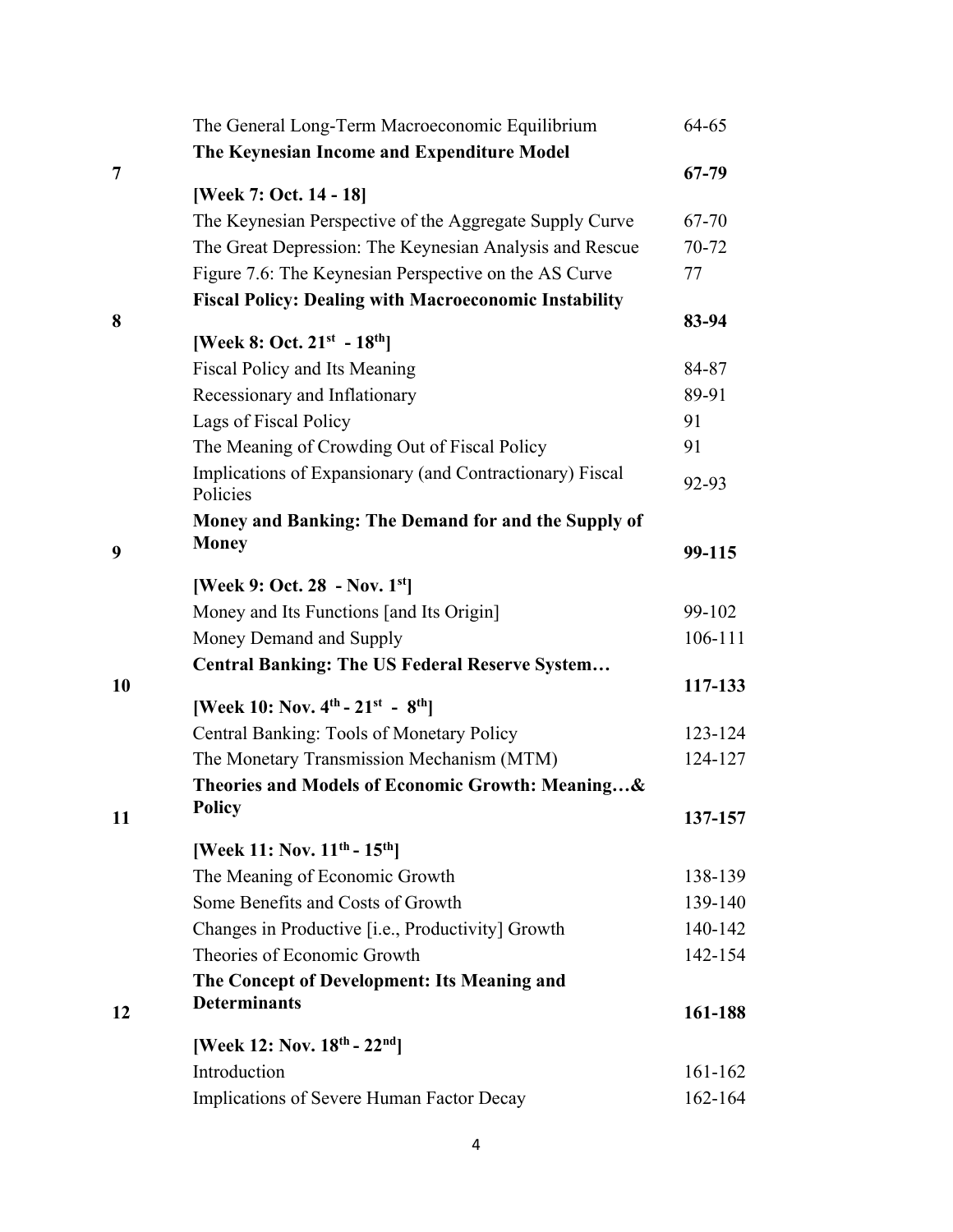| | | |
|---|---|---|
| | The General Long-Term Macroeconomic Equilibrium | 64-65 |
| 7 | **The Keynesian Income and Expenditure Model** | **67-79** |
| | **[Week 7: Oct. 14 - 18]** | |
| | The Keynesian Perspective of the Aggregate Supply Curve | 67-70 |
| | The Great Depression: The Keynesian Analysis and Rescue | 70-72 |
| | Figure 7.6: The Keynesian Perspective on the AS Curve | 77 |
| 8 | **Fiscal Policy: Dealing with Macroeconomic Instability** | **83-94** |
| | **[Week 8: Oct. 21st - 18th]** | |
| | Fiscal Policy and Its Meaning | 84-87 |
| | Recessionary and Inflationary | 89-91 |
| | Lags of Fiscal Policy | 91 |
| | The Meaning of Crowding Out of Fiscal Policy | 91 |
| | Implications of Expansionary (and Contractionary) Fiscal Policies | 92-93 |
| 9 | **Money and Banking: The Demand for and the Supply of Money** | **99-115** |
| | **[Week 9: Oct. 28 - Nov. 1st]** | |
| | Money and Its Functions [and Its Origin] | 99-102 |
| | Money Demand and Supply | 106-111 |
| 10 | **Central Banking: The US Federal Reserve System…** | **117-133** |
| | **[Week 10: Nov. 4th - 21st - 8th]** | |
| | Central Banking: Tools of Monetary Policy | 123-124 |
| | The Monetary Transmission Mechanism (MTM) | 124-127 |
| 11 | **Theories and Models of Economic Growth: Meaning…& Policy** | **137-157** |
| | **[Week 11: Nov. 11th - 15th]** | |
| | The Meaning of Economic Growth | 138-139 |
| | Some Benefits and Costs of Growth | 139-140 |
| | Changes in Productive [i.e., Productivity] Growth | 140-142 |
| | Theories of Economic Growth | 142-154 |
| 12 | **The Concept of Development: Its Meaning and Determinants** | **161-188** |
| | **[Week 12: Nov. 18th - 22nd]** | |
| | Introduction | 161-162 |
| | Implications of Severe Human Factor Decay | 162-164 |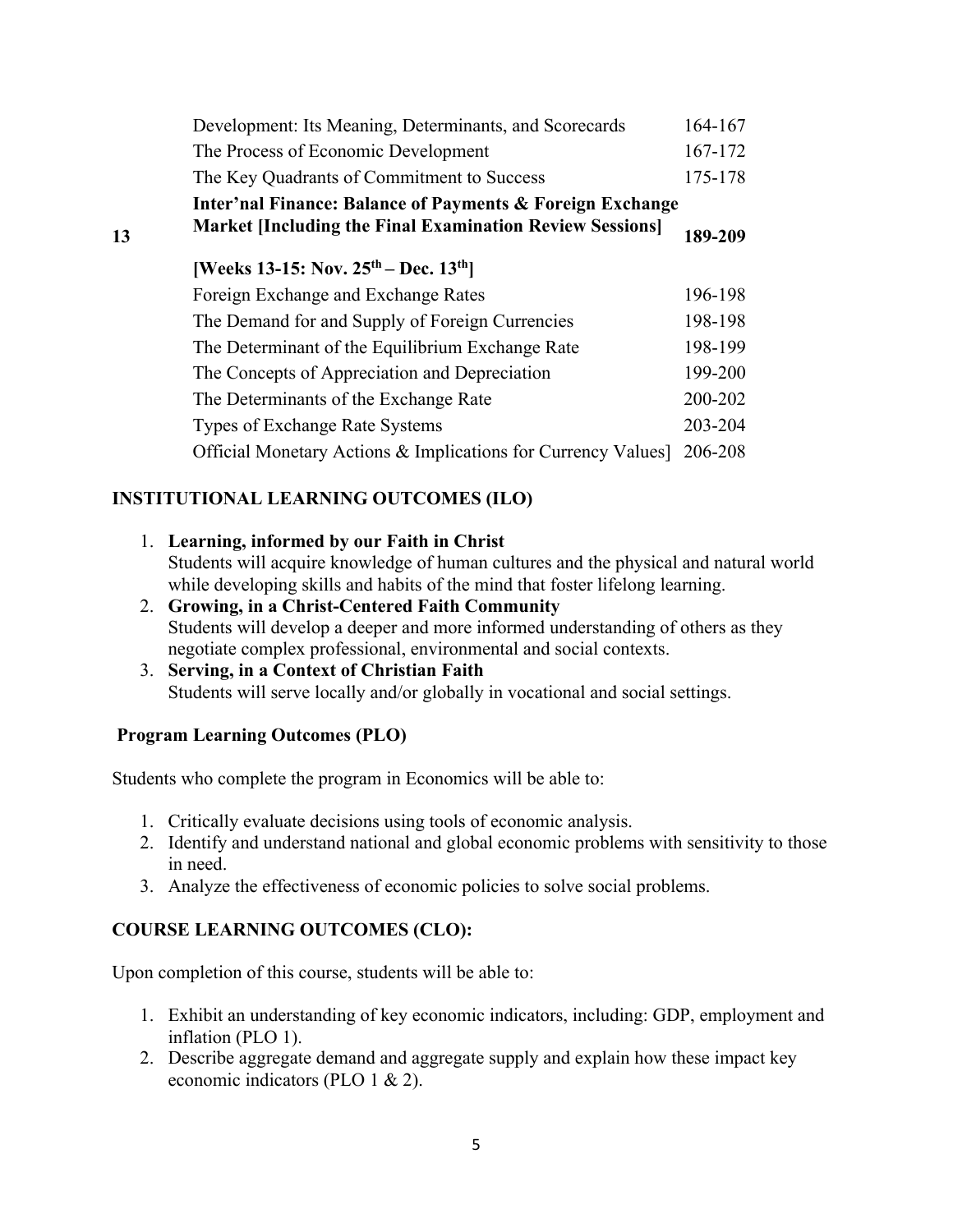| | | |
|---|---|---|
| | Development: Its Meaning, Determinants, and Scorecards | 164-167 |
| | The Process of Economic Development | 167-172 |
| | The Key Quadrants of Commitment to Success | 175-178 |
| **13** | **Inter'nal Finance: Balance of Payments & Foreign Exchange Market [Including the Final Examination Review Sessions]** | **189-209** |
| | **[Weeks 13-15: Nov. 25th – Dec. 13th]** | |
| | Foreign Exchange and Exchange Rates | 196-198 |
| | The Demand for and Supply of Foreign Currencies | 198-198 |
| | The Determinant of the Equilibrium Exchange Rate | 198-199 |
| | The Concepts of Appreciation and Depreciation | 199-200 |
| | The Determinants of the Exchange Rate | 200-202 |
| | Types of Exchange Rate Systems | 203-204 |
| | Official Monetary Actions & Implications for Currency Values] | 206-208 |

## INSTITUTIONAL LEARNING OUTCOMES (ILO)

1. **Learning, informed by our Faith in Christ**
   Students will acquire knowledge of human cultures and the physical and natural world while developing skills and habits of the mind that foster lifelong learning.
2. **Growing, in a Christ-Centered Faith Community**
   Students will develop a deeper and more informed understanding of others as they negotiate complex professional, environmental and social contexts.
3. **Serving, in a Context of Christian Faith**
   Students will serve locally and/or globally in vocational and social settings.

## Program Learning Outcomes (PLO)

Students who complete the program in Economics will be able to:

1. Critically evaluate decisions using tools of economic analysis.
2. Identify and understand national and global economic problems with sensitivity to those in need.
3. Analyze the effectiveness of economic policies to solve social problems.

## COURSE LEARNING OUTCOMES (CLO):

Upon completion of this course, students will be able to:

1. Exhibit an understanding of key economic indicators, including: GDP, employment and inflation (PLO 1).
2. Describe aggregate demand and aggregate supply and explain how these impact key economic indicators (PLO 1 & 2).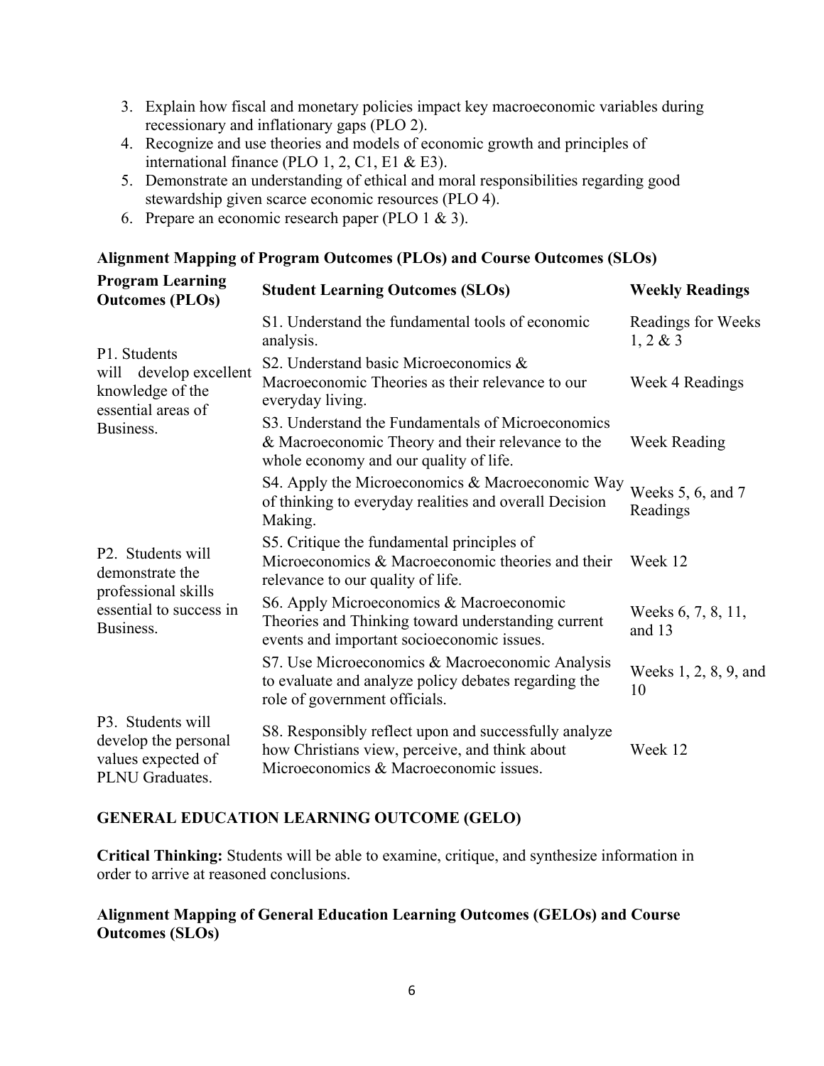3. Explain how fiscal and monetary policies impact key macroeconomic variables during recessionary and inflationary gaps (PLO 2).
4. Recognize and use theories and models of economic growth and principles of international finance (PLO 1, 2, C1, E1 & E3).
5. Demonstrate an understanding of ethical and moral responsibilities regarding good stewardship given scarce economic resources (PLO 4).
6. Prepare an economic research paper (PLO 1 & 3).

### Alignment Mapping of Program Outcomes (PLOs) and Course Outcomes (SLOs)

| Program Learning Outcomes (PLOs) | Student Learning Outcomes (SLOs) | Weekly Readings |
|---|---|---|
| P1. Students will develop excellent knowledge of the essential areas of Business. | S1. Understand the fundamental tools of economic analysis. | Readings for Weeks 1, 2 & 3 |
| | S2. Understand basic Microeconomics & Macroeconomic Theories as their relevance to our everyday living. | Week 4 Readings |
| | S3. Understand the Fundamentals of Microeconomics & Macroeconomic Theory and their relevance to the whole economy and our quality of life. | Week Reading |
| P2. Students will demonstrate the professional skills essential to success in Business. | S4. Apply the Microeconomics & Macroeconomic Way of thinking to everyday realities and overall Decision Making. | Weeks 5, 6, and 7 Readings |
| | S5. Critique the fundamental principles of Microeconomics & Macroeconomic theories and their relevance to our quality of life. | Week 12 |
| | S6. Apply Microeconomics & Macroeconomic Theories and Thinking toward understanding current events and important socioeconomic issues. | Weeks 6, 7, 8, 11, and 13 |
| | S7. Use Microeconomics & Macroeconomic Analysis to evaluate and analyze policy debates regarding the role of government officials. | Weeks 1, 2, 8, 9, and 10 |
| P3. Students will develop the personal values expected of PLNU Graduates. | S8. Responsibly reflect upon and successfully analyze how Christians view, perceive, and think about Microeconomics & Macroeconomic issues. | Week 12 |

### GENERAL EDUCATION LEARNING OUTCOME (GELO)

**Critical Thinking:** Students will be able to examine, critique, and synthesize information in order to arrive at reasoned conclusions.

### Alignment Mapping of General Education Learning Outcomes (GELOs) and Course Outcomes (SLOs)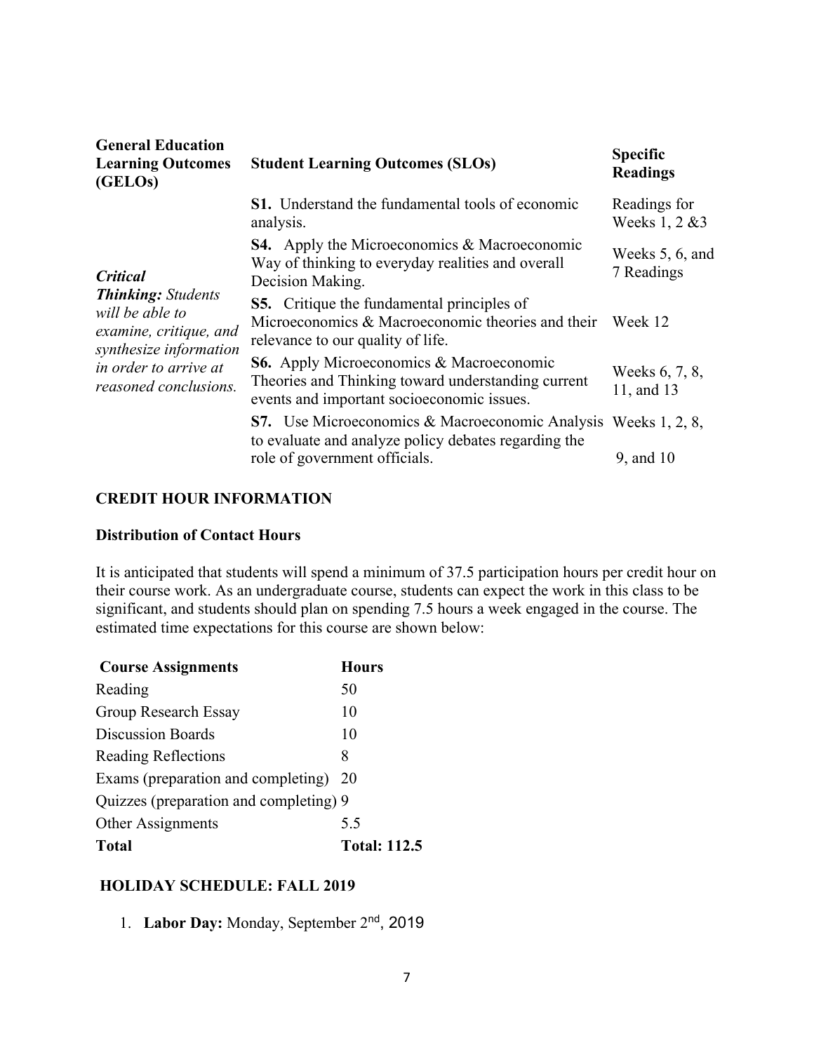| General Education Learning Outcomes (GELOs) | Student Learning Outcomes (SLOs) | Specific Readings |
| --- | --- | --- |
| ***Critical Thinking:** Students will be able to examine, critique, and synthesize information in order to arrive at reasoned conclusions.* | **S1.** Understand the fundamental tools of economic analysis. | Readings for Weeks 1, 2 &3 |
| | **S4.** Apply the Microeconomics & Macroeconomic Way of thinking to everyday realities and overall Decision Making. | Weeks 5, 6, and 7 Readings |
| | **S5.** Critique the fundamental principles of Microeconomics & Macroeconomic theories and their relevance to our quality of life. | Week 12 |
| | **S6.** Apply Microeconomics & Macroeconomic Theories and Thinking toward understanding current events and important socioeconomic issues. | Weeks 6, 7, 8, 11, and 13 |
| | **S7.** Use Microeconomics & Macroeconomic Analysis to evaluate and analyze policy debates regarding the role of government officials. | Weeks 1, 2, 8, 9, and 10 |

## CREDIT HOUR INFORMATION

### Distribution of Contact Hours

It is anticipated that students will spend a minimum of 37.5 participation hours per credit hour on their course work. As an undergraduate course, students can expect the work in this class to be significant, and students should plan on spending 7.5 hours a week engaged in the course. The estimated time expectations for this course are shown below:

| Course Assignments | Hours |
| --- | --- |
| Reading | 50 |
| Group Research Essay | 10 |
| Discussion Boards | 10 |
| Reading Reflections | 8 |
| Exams (preparation and completing) | 20 |
| Quizzes (preparation and completing) | 9 |
| Other Assignments | 5.5 |
| **Total** | **Total: 112.5** |

## HOLIDAY SCHEDULE: FALL 2019

1. **Labor Day:** Monday, September 2nd, 2019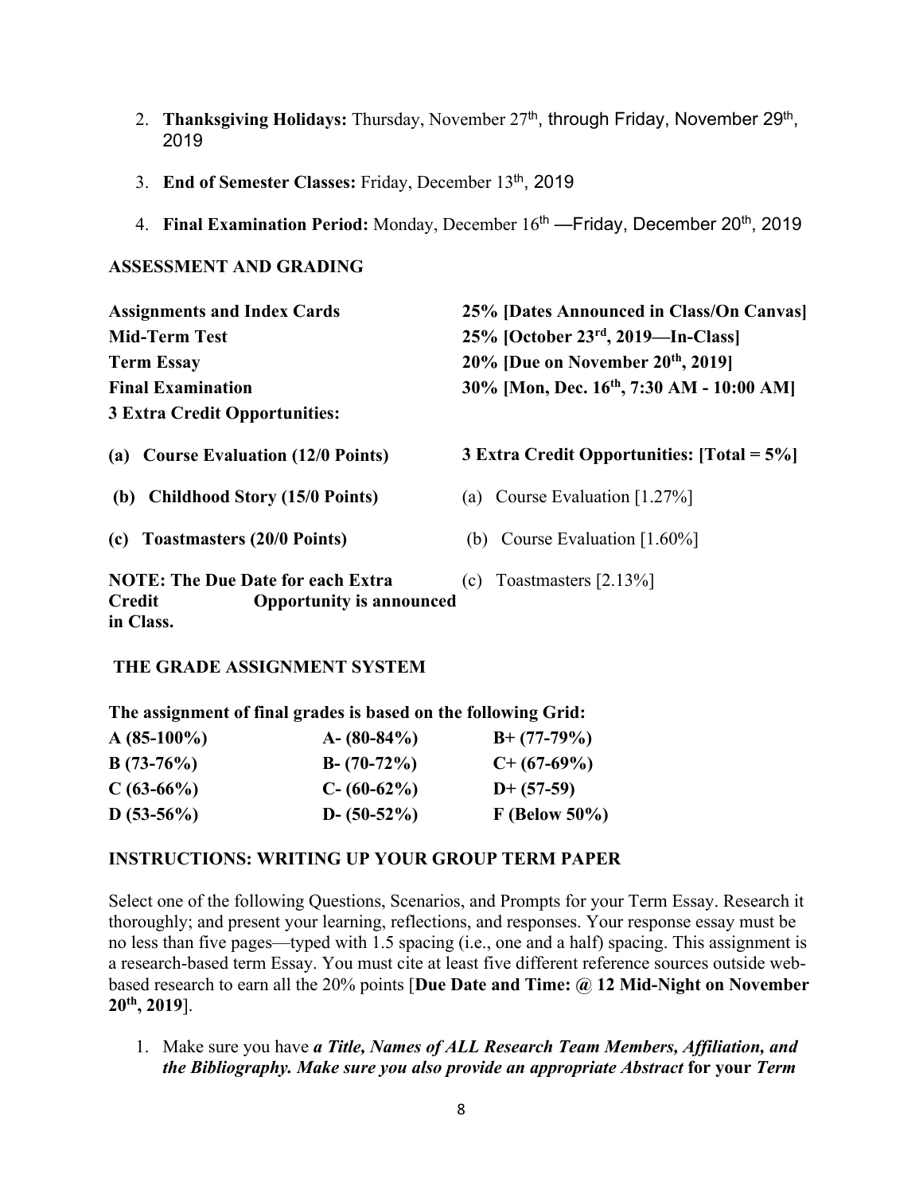2. **Thanksgiving Holidays:** Thursday, November 27th, through Friday, November 29th, 2019

3. **End of Semester Classes:** Friday, December 13th, 2019

4. **Final Examination Period:** Monday, December 16th —Friday, December 20th, 2019

**ASSESSMENT AND GRADING**

| | |
|---|---|
| **Assignments and Index Cards** | **25% [Dates Announced in Class/On Canvas]** |
| **Mid-Term Test** | **25% [October 23rd, 2019—In-Class]** |
| **Term Essay** | **20% [Due on November 20th, 2019]** |
| **Final Examination** | **30% [Mon, Dec. 16th, 7:30 AM - 10:00 AM]** |
| **3 Extra Credit Opportunities:** | |
| **(a) Course Evaluation (12/0 Points)** | **3 Extra Credit Opportunities: [Total = 5%]** |
| **(b) Childhood Story (15/0 Points)** | (a) Course Evaluation [1.27%] |
| **(c) Toastmasters (20/0 Points)** | (b) Course Evaluation [1.60%] |
| **NOTE: The Due Date for each Extra Credit Opportunity is announced in Class.** | (c) Toastmasters [2.13%] |

**THE GRADE ASSIGNMENT SYSTEM**

**The assignment of final grades is based on the following Grid:**

| | | |
|---|---|---|
| **A (85-100%)** | **A- (80-84%)** | **B+ (77-79%)** |
| **B (73-76%)** | **B- (70-72%)** | **C+ (67-69%)** |
| **C (63-66%)** | **C- (60-62%)** | **D+ (57-59)** |
| **D (53-56%)** | **D- (50-52%)** | **F (Below 50%)** |

**INSTRUCTIONS: WRITING UP YOUR GROUP TERM PAPER**

Select one of the following Questions, Scenarios, and Prompts for your Term Essay. Research it thoroughly; and present your learning, reflections, and responses. Your response essay must be no less than five pages—typed with 1.5 spacing (i.e., one and a half) spacing. This assignment is a research-based term Essay. You must cite at least five different reference sources outside web-based research to earn all the 20% points [**Due Date and Time: @ 12 Mid-Night on November 20th, 2019**].

1. Make sure you have ***a Title, Names of ALL Research Team Members, Affiliation, and the Bibliography. Make sure you also provide an appropriate Abstract*** **for your** ***Term***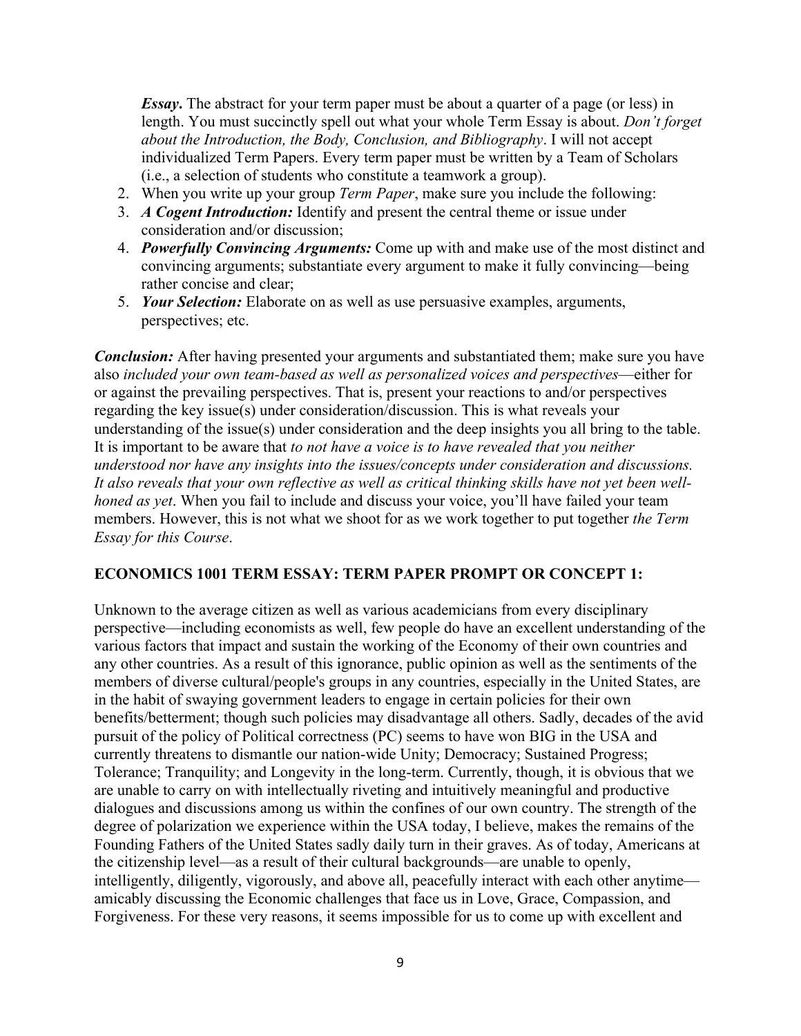*Essay***.** The abstract for your term paper must be about a quarter of a page (or less) in length. You must succinctly spell out what your whole Term Essay is about. *Don't forget about the Introduction, the Body, Conclusion, and Bibliography*. I will not accept individualized Term Papers. Every term paper must be written by a Team of Scholars (i.e., a selection of students who constitute a teamwork a group).

2. When you write up your group *Term Paper*, make sure you include the following:
3. ***A Cogent Introduction:*** Identify and present the central theme or issue under consideration and/or discussion;
4. ***Powerfully Convincing Arguments:*** Come up with and make use of the most distinct and convincing arguments; substantiate every argument to make it fully convincing—being rather concise and clear;
5. ***Your Selection:*** Elaborate on as well as use persuasive examples, arguments, perspectives; etc.

***Conclusion:*** After having presented your arguments and substantiated them; make sure you have also *included your own team-based as well as personalized voices and perspectives*—either for or against the prevailing perspectives. That is, present your reactions to and/or perspectives regarding the key issue(s) under consideration/discussion. This is what reveals your understanding of the issue(s) under consideration and the deep insights you all bring to the table. It is important to be aware that *to not have a voice is to have revealed that you neither understood nor have any insights into the issues/concepts under consideration and discussions. It also reveals that your own reflective as well as critical thinking skills have not yet been well-honed as yet*. When you fail to include and discuss your voice, you'll have failed your team members. However, this is not what we shoot for as we work together to put together *the Term Essay for this Course*.

**ECONOMICS 1001 TERM ESSAY: TERM PAPER PROMPT OR CONCEPT 1:**

Unknown to the average citizen as well as various academicians from every disciplinary perspective—including economists as well, few people do have an excellent understanding of the various factors that impact and sustain the working of the Economy of their own countries and any other countries. As a result of this ignorance, public opinion as well as the sentiments of the members of diverse cultural/people's groups in any countries, especially in the United States, are in the habit of swaying government leaders to engage in certain policies for their own benefits/betterment; though such policies may disadvantage all others. Sadly, decades of the avid pursuit of the policy of Political correctness (PC) seems to have won BIG in the USA and currently threatens to dismantle our nation-wide Unity; Democracy; Sustained Progress; Tolerance; Tranquility; and Longevity in the long-term. Currently, though, it is obvious that we are unable to carry on with intellectually riveting and intuitively meaningful and productive dialogues and discussions among us within the confines of our own country. The strength of the degree of polarization we experience within the USA today, I believe, makes the remains of the Founding Fathers of the United States sadly daily turn in their graves. As of today, Americans at the citizenship level—as a result of their cultural backgrounds—are unable to openly, intelligently, diligently, vigorously, and above all, peacefully interact with each other anytime—amicably discussing the Economic challenges that face us in Love, Grace, Compassion, and Forgiveness. For these very reasons, it seems impossible for us to come up with excellent and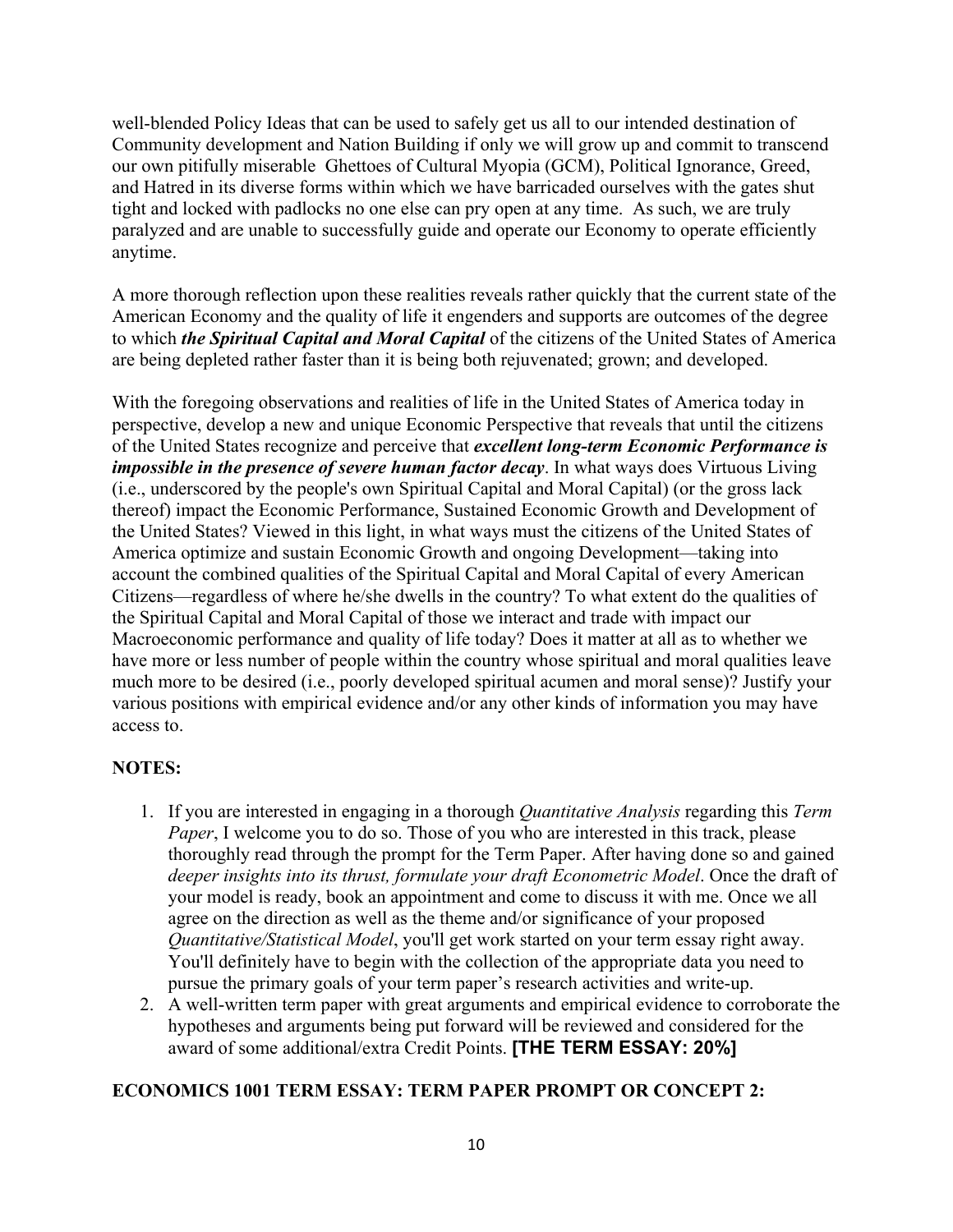well-blended Policy Ideas that can be used to safely get us all to our intended destination of Community development and Nation Building if only we will grow up and commit to transcend our own pitifully miserable Ghettoes of Cultural Myopia (GCM), Political Ignorance, Greed, and Hatred in its diverse forms within which we have barricaded ourselves with the gates shut tight and locked with padlocks no one else can pry open at any time. As such, we are truly paralyzed and are unable to successfully guide and operate our Economy to operate efficiently anytime.

A more thorough reflection upon these realities reveals rather quickly that the current state of the American Economy and the quality of life it engenders and supports are outcomes of the degree to which ***the Spiritual Capital and Moral Capital*** of the citizens of the United States of America are being depleted rather faster than it is being both rejuvenated; grown; and developed.

With the foregoing observations and realities of life in the United States of America today in perspective, develop a new and unique Economic Perspective that reveals that until the citizens of the United States recognize and perceive that ***excellent long-term Economic Performance is impossible in the presence of severe human factor decay***. In what ways does Virtuous Living (i.e., underscored by the people's own Spiritual Capital and Moral Capital) (or the gross lack thereof) impact the Economic Performance, Sustained Economic Growth and Development of the United States? Viewed in this light, in what ways must the citizens of the United States of America optimize and sustain Economic Growth and ongoing Development—taking into account the combined qualities of the Spiritual Capital and Moral Capital of every American Citizens—regardless of where he/she dwells in the country? To what extent do the qualities of the Spiritual Capital and Moral Capital of those we interact and trade with impact our Macroeconomic performance and quality of life today? Does it matter at all as to whether we have more or less number of people within the country whose spiritual and moral qualities leave much more to be desired (i.e., poorly developed spiritual acumen and moral sense)? Justify your various positions with empirical evidence and/or any other kinds of information you may have access to.

**NOTES:**

1. If you are interested in engaging in a thorough *Quantitative Analysis* regarding this *Term Paper*, I welcome you to do so. Those of you who are interested in this track, please thoroughly read through the prompt for the Term Paper. After having done so and gained *deeper insights into its thrust, formulate your draft Econometric Model*. Once the draft of your model is ready, book an appointment and come to discuss it with me. Once we all agree on the direction as well as the theme and/or significance of your proposed *Quantitative/Statistical Model*, you'll get work started on your term essay right away. You'll definitely have to begin with the collection of the appropriate data you need to pursue the primary goals of your term paper's research activities and write-up.
2. A well-written term paper with great arguments and empirical evidence to corroborate the hypotheses and arguments being put forward will be reviewed and considered for the award of some additional/extra Credit Points. **[THE TERM ESSAY: 20%]**

**ECONOMICS 1001 TERM ESSAY: TERM PAPER PROMPT OR CONCEPT 2:**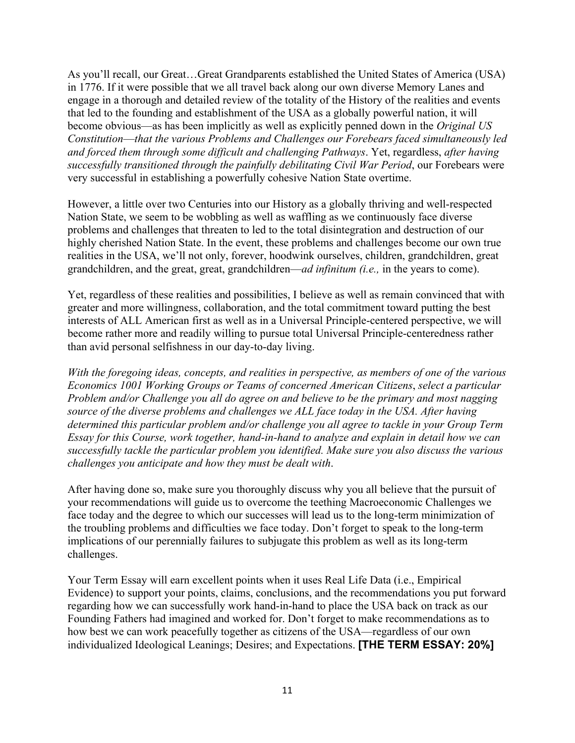As you'll recall, our Great…Great Grandparents established the United States of America (USA) in 1776. If it were possible that we all travel back along our own diverse Memory Lanes and engage in a thorough and detailed review of the totality of the History of the realities and events that led to the founding and establishment of the USA as a globally powerful nation, it will become obvious—as has been implicitly as well as explicitly penned down in the *Original US Constitution*—*that the various Problems and Challenges our Forebears faced simultaneously led and forced them through some difficult and challenging Pathways*. Yet, regardless, *after having successfully transitioned through the painfully debilitating Civil War Period*, our Forebears were very successful in establishing a powerfully cohesive Nation State overtime.

However, a little over two Centuries into our History as a globally thriving and well-respected Nation State, we seem to be wobbling as well as waffling as we continuously face diverse problems and challenges that threaten to led to the total disintegration and destruction of our highly cherished Nation State. In the event, these problems and challenges become our own true realities in the USA, we'll not only, forever, hoodwink ourselves, children, grandchildren, great grandchildren, and the great, great, grandchildren—*ad infinitum (i.e.,* in the years to come).

Yet, regardless of these realities and possibilities, I believe as well as remain convinced that with greater and more willingness, collaboration, and the total commitment toward putting the best interests of ALL American first as well as in a Universal Principle-centered perspective, we will become rather more and readily willing to pursue total Universal Principle-centeredness rather than avid personal selfishness in our day-to-day living.

*With the foregoing ideas, concepts, and realities in perspective, as members of one of the various Economics 1001 Working Groups or Teams of concerned American Citizens*, *select a particular Problem and/or Challenge you all do agree on and believe to be the primary and most nagging source of the diverse problems and challenges we ALL face today in the USA. After having determined this particular problem and/or challenge you all agree to tackle in your Group Term Essay for this Course, work together, hand-in-hand to analyze and explain in detail how we can successfully tackle the particular problem you identified. Make sure you also discuss the various challenges you anticipate and how they must be dealt with*.

After having done so, make sure you thoroughly discuss why you all believe that the pursuit of your recommendations will guide us to overcome the teething Macroeconomic Challenges we face today and the degree to which our successes will lead us to the long-term minimization of the troubling problems and difficulties we face today. Don't forget to speak to the long-term implications of our perennially failures to subjugate this problem as well as its long-term challenges.

Your Term Essay will earn excellent points when it uses Real Life Data (i.e., Empirical Evidence) to support your points, claims, conclusions, and the recommendations you put forward regarding how we can successfully work hand-in-hand to place the USA back on track as our Founding Fathers had imagined and worked for. Don't forget to make recommendations as to how best we can work peacefully together as citizens of the USA—regardless of our own individualized Ideological Leanings; Desires; and Expectations. **[THE TERM ESSAY: 20%]**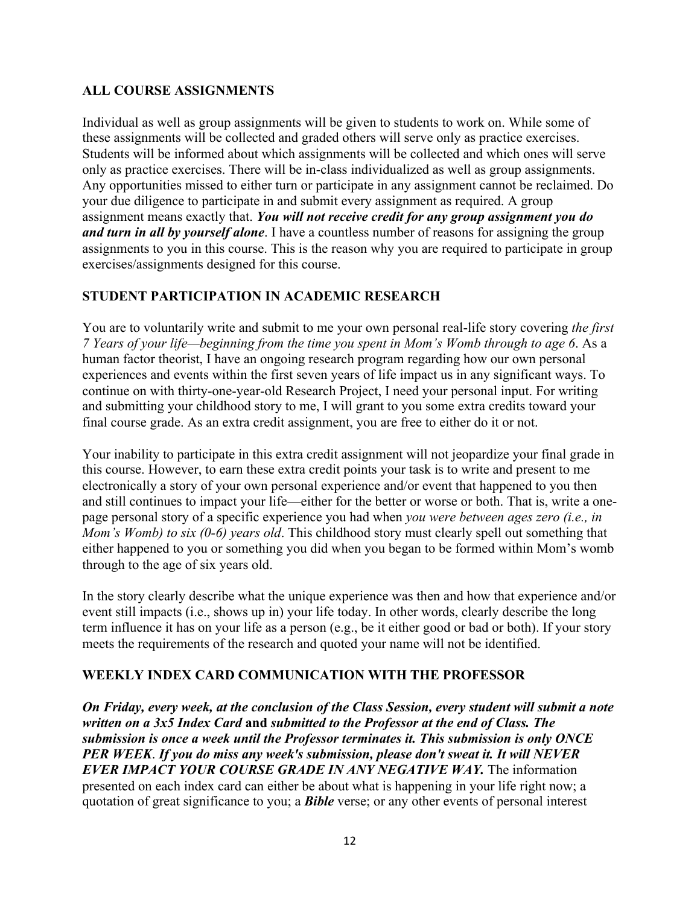## ALL COURSE ASSIGNMENTS

Individual as well as group assignments will be given to students to work on. While some of these assignments will be collected and graded others will serve only as practice exercises. Students will be informed about which assignments will be collected and which ones will serve only as practice exercises. There will be in-class individualized as well as group assignments. Any opportunities missed to either turn or participate in any assignment cannot be reclaimed. Do your due diligence to participate in and submit every assignment as required. A group assignment means exactly that. ***You will not receive credit for any group assignment you do and turn in all by yourself alone***. I have a countless number of reasons for assigning the group assignments to you in this course. This is the reason why you are required to participate in group exercises/assignments designed for this course.

## STUDENT PARTICIPATION IN ACADEMIC RESEARCH

You are to voluntarily write and submit to me your own personal real-life story covering *the first 7 Years of your life—beginning from the time you spent in Mom's Womb through to age 6*. As a human factor theorist, I have an ongoing research program regarding how our own personal experiences and events within the first seven years of life impact us in any significant ways. To continue on with thirty-one-year-old Research Project, I need your personal input. For writing and submitting your childhood story to me, I will grant to you some extra credits toward your final course grade. As an extra credit assignment, you are free to either do it or not.

Your inability to participate in this extra credit assignment will not jeopardize your final grade in this course. However, to earn these extra credit points your task is to write and present to me electronically a story of your own personal experience and/or event that happened to you then and still continues to impact your life—either for the better or worse or both. That is, write a one-page personal story of a specific experience you had when *you were between ages zero (i.e., in Mom's Womb) to six (0-6) years old*. This childhood story must clearly spell out something that either happened to you or something you did when you began to be formed within Mom's womb through to the age of six years old.

In the story clearly describe what the unique experience was then and how that experience and/or event still impacts (i.e., shows up in) your life today. In other words, clearly describe the long term influence it has on your life as a person (e.g., be it either good or bad or both). If your story meets the requirements of the research and quoted your name will not be identified.

## WEEKLY INDEX CARD COMMUNICATION WITH THE PROFESSOR

***On Friday, every week, at the conclusion of the Class Session, every student will submit a note written on a 3x5 Index Card* and *submitted to the Professor at the end of Class. The submission is once a week until the Professor terminates it. This submission is only ONCE PER WEEK*. *If you do miss any week's submission, please don't sweat it. It will NEVER EVER IMPACT YOUR COURSE GRADE IN ANY NEGATIVE WAY.*** The information presented on each index card can either be about what is happening in your life right now; a quotation of great significance to you; a ***Bible*** verse; or any other events of personal interest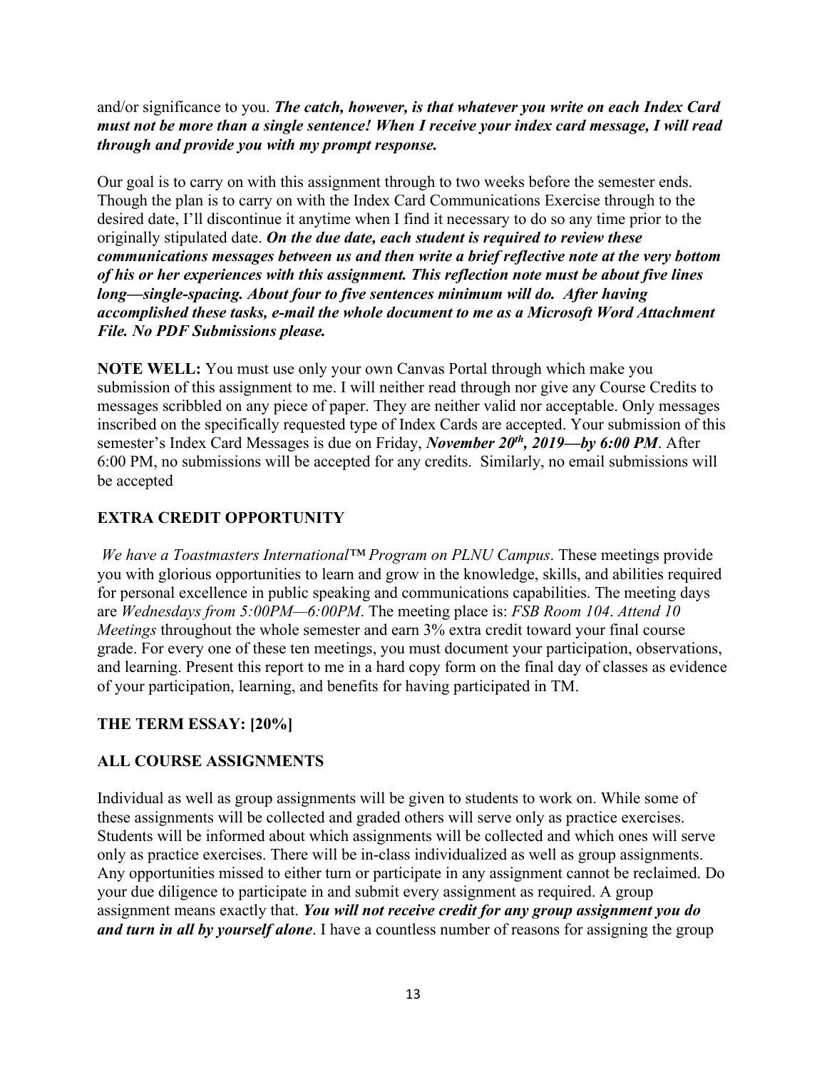and/or significance to you. ***The catch, however, is that whatever you write on each Index Card must not be more than a single sentence! When I receive your index card message, I will read through and provide you with my prompt response.***

Our goal is to carry on with this assignment through to two weeks before the semester ends. Though the plan is to carry on with the Index Card Communications Exercise through to the desired date, I'll discontinue it anytime when I find it necessary to do so any time prior to the originally stipulated date. ***On the due date, each student is required to review these communications messages between us and then write a brief reflective note at the very bottom of his or her experiences with this assignment. This reflection note must be about five lines long—single-spacing. About four to five sentences minimum will do. After having accomplished these tasks, e-mail the whole document to me as a Microsoft Word Attachment File. No PDF Submissions please.***

**NOTE WELL:** You must use only your own Canvas Portal through which make you submission of this assignment to me. I will neither read through nor give any Course Credits to messages scribbled on any piece of paper. They are neither valid nor acceptable. Only messages inscribed on the specifically requested type of Index Cards are accepted. Your submission of this semester's Index Card Messages is due on Friday, ***November 20th, 2019—by 6:00 PM***. After 6:00 PM, no submissions will be accepted for any credits. Similarly, no email submissions will be accepted

## EXTRA CREDIT OPPORTUNITY

*We have a Toastmasters International™ Program on PLNU Campus*. These meetings provide you with glorious opportunities to learn and grow in the knowledge, skills, and abilities required for personal excellence in public speaking and communications capabilities. The meeting days are *Wednesdays from 5:00PM—6:00PM*. The meeting place is: *FSB Room 104*. *Attend 10 Meetings* throughout the whole semester and earn 3% extra credit toward your final course grade. For every one of these ten meetings, you must document your participation, observations, and learning. Present this report to me in a hard copy form on the final day of classes as evidence of your participation, learning, and benefits for having participated in TM.

## THE TERM ESSAY: [20%]

## ALL COURSE ASSIGNMENTS

Individual as well as group assignments will be given to students to work on. While some of these assignments will be collected and graded others will serve only as practice exercises. Students will be informed about which assignments will be collected and which ones will serve only as practice exercises. There will be in-class individualized as well as group assignments. Any opportunities missed to either turn or participate in any assignment cannot be reclaimed. Do your due diligence to participate in and submit every assignment as required. A group assignment means exactly that. ***You will not receive credit for any group assignment you do and turn in all by yourself alone***. I have a countless number of reasons for assigning the group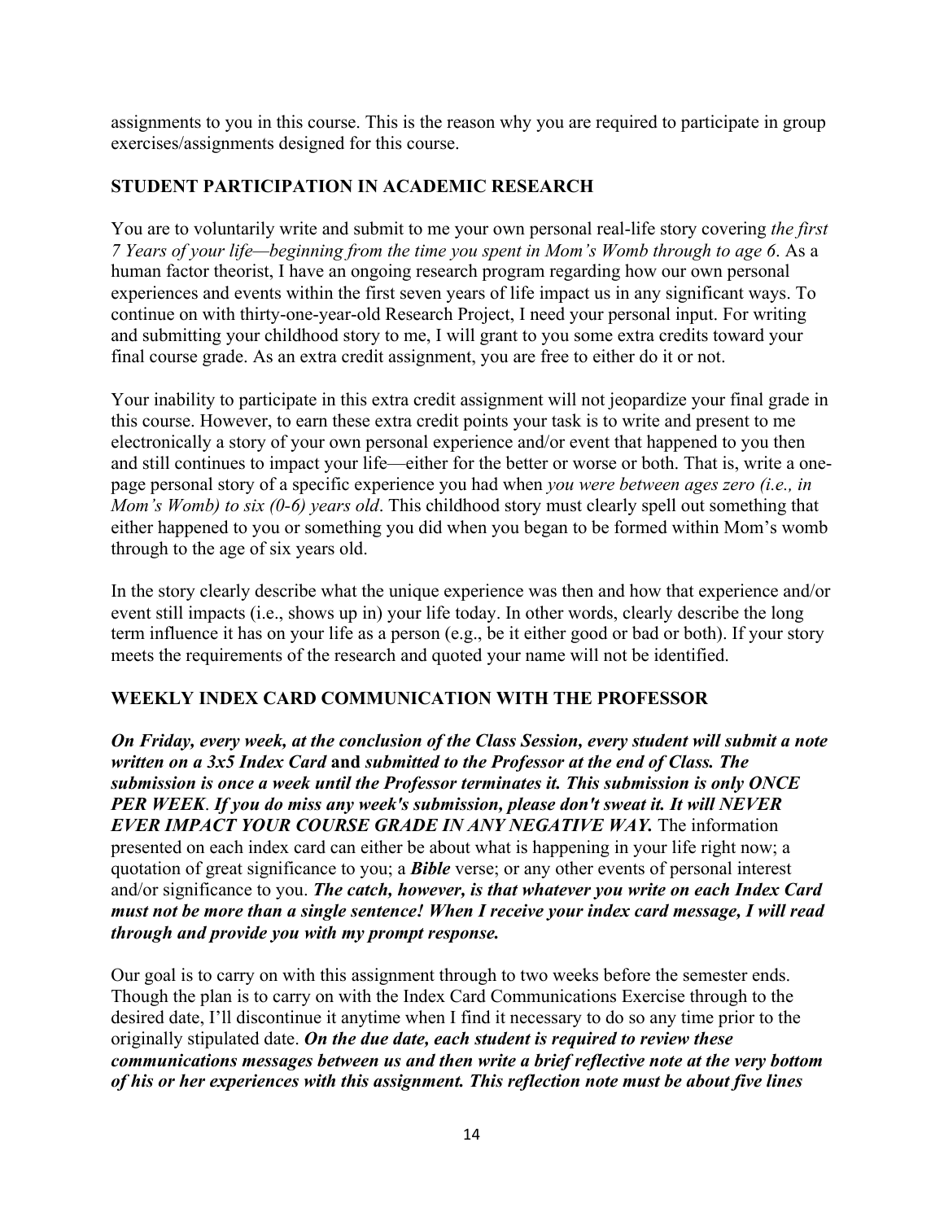assignments to you in this course. This is the reason why you are required to participate in group exercises/assignments designed for this course.

## STUDENT PARTICIPATION IN ACADEMIC RESEARCH

You are to voluntarily write and submit to me your own personal real-life story covering *the first 7 Years of your life—beginning from the time you spent in Mom's Womb through to age 6*. As a human factor theorist, I have an ongoing research program regarding how our own personal experiences and events within the first seven years of life impact us in any significant ways. To continue on with thirty-one-year-old Research Project, I need your personal input. For writing and submitting your childhood story to me, I will grant to you some extra credits toward your final course grade. As an extra credit assignment, you are free to either do it or not.

Your inability to participate in this extra credit assignment will not jeopardize your final grade in this course. However, to earn these extra credit points your task is to write and present to me electronically a story of your own personal experience and/or event that happened to you then and still continues to impact your life—either for the better or worse or both. That is, write a one-page personal story of a specific experience you had when *you were between ages zero (i.e., in Mom's Womb) to six (0-6) years old*. This childhood story must clearly spell out something that either happened to you or something you did when you began to be formed within Mom's womb through to the age of six years old.

In the story clearly describe what the unique experience was then and how that experience and/or event still impacts (i.e., shows up in) your life today. In other words, clearly describe the long term influence it has on your life as a person (e.g., be it either good or bad or both). If your story meets the requirements of the research and quoted your name will not be identified.

## WEEKLY INDEX CARD COMMUNICATION WITH THE PROFESSOR

***On Friday, every week, at the conclusion of the Class Session, every student will submit a note written on a 3x5 Index Card*** **and** ***submitted to the Professor at the end of Class. The submission is once a week until the Professor terminates it. This submission is only ONCE PER WEEK. If you do miss any week's submission, please don't sweat it. It will NEVER EVER IMPACT YOUR COURSE GRADE IN ANY NEGATIVE WAY.*** The information presented on each index card can either be about what is happening in your life right now; a quotation of great significance to you; a ***Bible*** verse; or any other events of personal interest and/or significance to you. ***The catch, however, is that whatever you write on each Index Card must not be more than a single sentence! When I receive your index card message, I will read through and provide you with my prompt response.***

Our goal is to carry on with this assignment through to two weeks before the semester ends. Though the plan is to carry on with the Index Card Communications Exercise through to the desired date, I'll discontinue it anytime when I find it necessary to do so any time prior to the originally stipulated date. ***On the due date, each student is required to review these communications messages between us and then write a brief reflective note at the very bottom of his or her experiences with this assignment. This reflection note must be about five lines***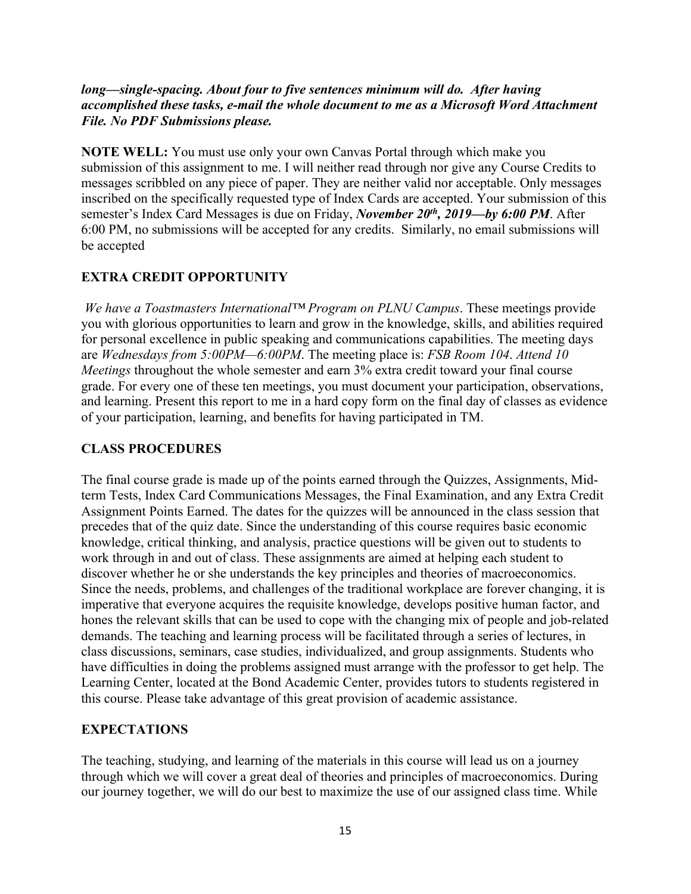***long—single-spacing. About four to five sentences minimum will do. After having accomplished these tasks, e-mail the whole document to me as a Microsoft Word Attachment File. No PDF Submissions please.***

**NOTE WELL:** You must use only your own Canvas Portal through which make you submission of this assignment to me. I will neither read through nor give any Course Credits to messages scribbled on any piece of paper. They are neither valid nor acceptable. Only messages inscribed on the specifically requested type of Index Cards are accepted. Your submission of this semester's Index Card Messages is due on Friday, ***November 20th, 2019—by 6:00 PM***. After 6:00 PM, no submissions will be accepted for any credits. Similarly, no email submissions will be accepted

## EXTRA CREDIT OPPORTUNITY

*We have a Toastmasters International™ Program on PLNU Campus*. These meetings provide you with glorious opportunities to learn and grow in the knowledge, skills, and abilities required for personal excellence in public speaking and communications capabilities. The meeting days are *Wednesdays from 5:00PM—6:00PM*. The meeting place is: *FSB Room 104*. *Attend 10 Meetings* throughout the whole semester and earn 3% extra credit toward your final course grade. For every one of these ten meetings, you must document your participation, observations, and learning. Present this report to me in a hard copy form on the final day of classes as evidence of your participation, learning, and benefits for having participated in TM.

## CLASS PROCEDURES

The final course grade is made up of the points earned through the Quizzes, Assignments, Mid-term Tests, Index Card Communications Messages, the Final Examination, and any Extra Credit Assignment Points Earned. The dates for the quizzes will be announced in the class session that precedes that of the quiz date. Since the understanding of this course requires basic economic knowledge, critical thinking, and analysis, practice questions will be given out to students to work through in and out of class. These assignments are aimed at helping each student to discover whether he or she understands the key principles and theories of macroeconomics. Since the needs, problems, and challenges of the traditional workplace are forever changing, it is imperative that everyone acquires the requisite knowledge, develops positive human factor, and hones the relevant skills that can be used to cope with the changing mix of people and job-related demands. The teaching and learning process will be facilitated through a series of lectures, in class discussions, seminars, case studies, individualized, and group assignments. Students who have difficulties in doing the problems assigned must arrange with the professor to get help. The Learning Center, located at the Bond Academic Center, provides tutors to students registered in this course. Please take advantage of this great provision of academic assistance.

## EXPECTATIONS

The teaching, studying, and learning of the materials in this course will lead us on a journey through which we will cover a great deal of theories and principles of macroeconomics. During our journey together, we will do our best to maximize the use of our assigned class time. While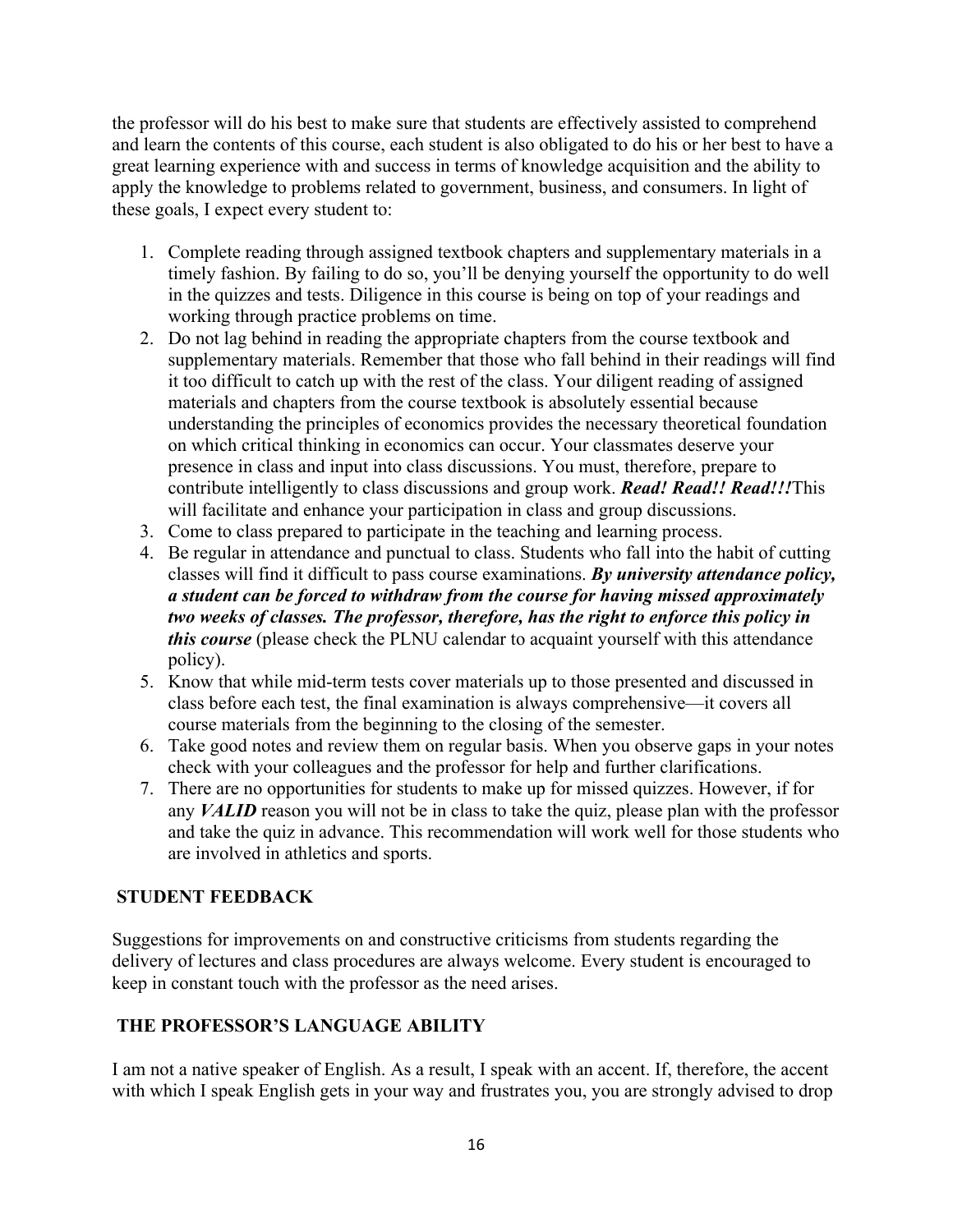the professor will do his best to make sure that students are effectively assisted to comprehend and learn the contents of this course, each student is also obligated to do his or her best to have a great learning experience with and success in terms of knowledge acquisition and the ability to apply the knowledge to problems related to government, business, and consumers. In light of these goals, I expect every student to:

1. Complete reading through assigned textbook chapters and supplementary materials in a timely fashion. By failing to do so, you'll be denying yourself the opportunity to do well in the quizzes and tests. Diligence in this course is being on top of your readings and working through practice problems on time.
2. Do not lag behind in reading the appropriate chapters from the course textbook and supplementary materials. Remember that those who fall behind in their readings will find it too difficult to catch up with the rest of the class. Your diligent reading of assigned materials and chapters from the course textbook is absolutely essential because understanding the principles of economics provides the necessary theoretical foundation on which critical thinking in economics can occur. Your classmates deserve your presence in class and input into class discussions. You must, therefore, prepare to contribute intelligently to class discussions and group work. ***Read! Read!! Read!!!***This will facilitate and enhance your participation in class and group discussions.
3. Come to class prepared to participate in the teaching and learning process.
4. Be regular in attendance and punctual to class. Students who fall into the habit of cutting classes will find it difficult to pass course examinations. ***By university attendance policy, a student can be forced to withdraw from the course for having missed approximately two weeks of classes. The professor, therefore, has the right to enforce this policy in this course*** (please check the PLNU calendar to acquaint yourself with this attendance policy).
5. Know that while mid-term tests cover materials up to those presented and discussed in class before each test, the final examination is always comprehensive—it covers all course materials from the beginning to the closing of the semester.
6. Take good notes and review them on regular basis. When you observe gaps in your notes check with your colleagues and the professor for help and further clarifications.
7. There are no opportunities for students to make up for missed quizzes. However, if for any ***VALID*** reason you will not be in class to take the quiz, please plan with the professor and take the quiz in advance. This recommendation will work well for those students who are involved in athletics and sports.

## STUDENT FEEDBACK

Suggestions for improvements on and constructive criticisms from students regarding the delivery of lectures and class procedures are always welcome. Every student is encouraged to keep in constant touch with the professor as the need arises.

## THE PROFESSOR'S LANGUAGE ABILITY

I am not a native speaker of English. As a result, I speak with an accent. If, therefore, the accent with which I speak English gets in your way and frustrates you, you are strongly advised to drop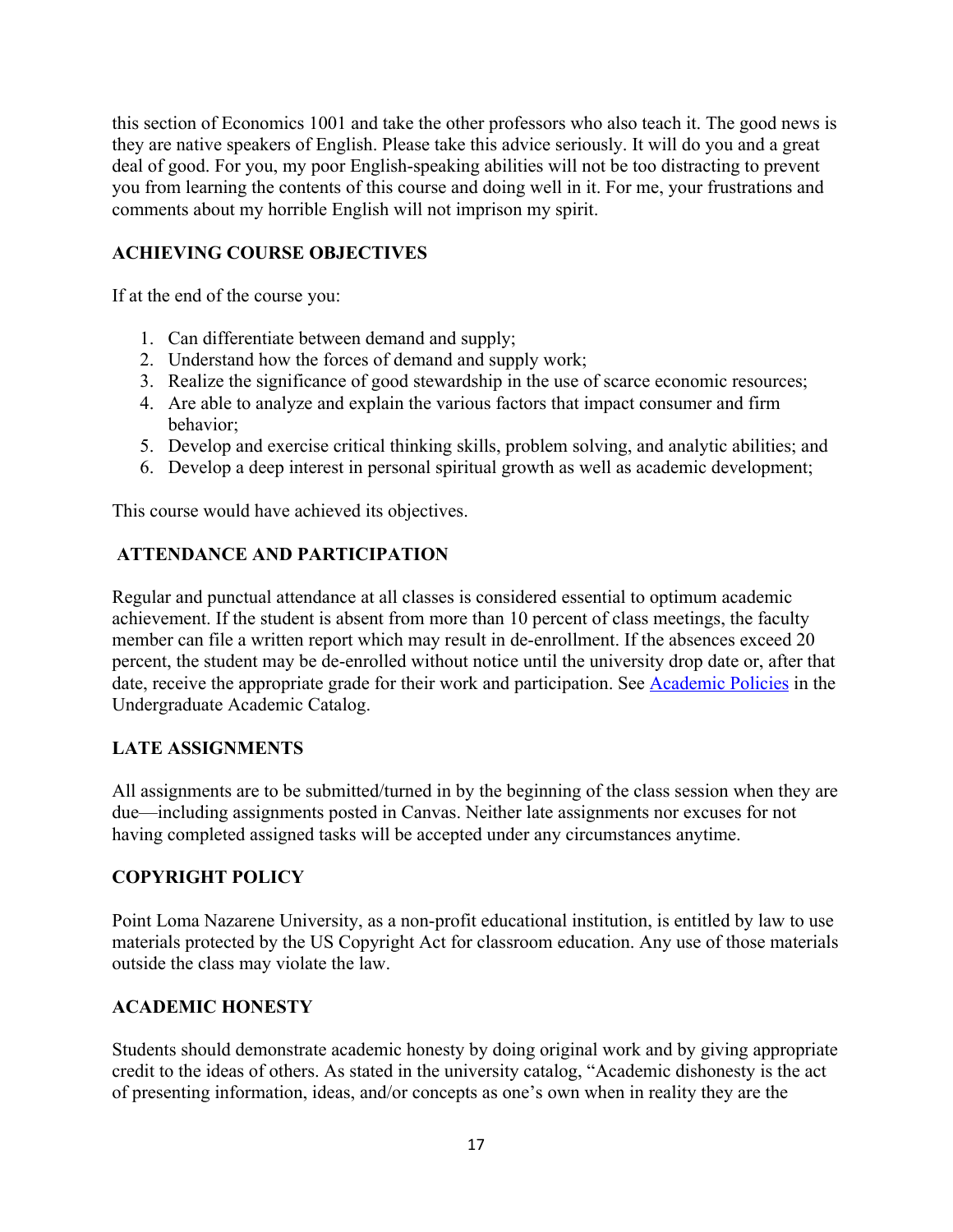this section of Economics 1001 and take the other professors who also teach it. The good news is they are native speakers of English. Please take this advice seriously. It will do you and a great deal of good. For you, my poor English-speaking abilities will not be too distracting to prevent you from learning the contents of this course and doing well in it. For me, your frustrations and comments about my horrible English will not imprison my spirit.

**ACHIEVING COURSE OBJECTIVES**

If at the end of the course you:

1. Can differentiate between demand and supply;
2. Understand how the forces of demand and supply work;
3. Realize the significance of good stewardship in the use of scarce economic resources;
4. Are able to analyze and explain the various factors that impact consumer and firm behavior;
5. Develop and exercise critical thinking skills, problem solving, and analytic abilities; and
6. Develop a deep interest in personal spiritual growth as well as academic development;

This course would have achieved its objectives.

**ATTENDANCE AND PARTICIPATION**

Regular and punctual attendance at all classes is considered essential to optimum academic achievement. If the student is absent from more than 10 percent of class meetings, the faculty member can file a written report which may result in de-enrollment. If the absences exceed 20 percent, the student may be de-enrolled without notice until the university drop date or, after that date, receive the appropriate grade for their work and participation. See Academic Policies in the Undergraduate Academic Catalog.

**LATE ASSIGNMENTS**

All assignments are to be submitted/turned in by the beginning of the class session when they are due—including assignments posted in Canvas. Neither late assignments nor excuses for not having completed assigned tasks will be accepted under any circumstances anytime.

**COPYRIGHT POLICY**

Point Loma Nazarene University, as a non-profit educational institution, is entitled by law to use materials protected by the US Copyright Act for classroom education. Any use of those materials outside the class may violate the law.

**ACADEMIC HONESTY**

Students should demonstrate academic honesty by doing original work and by giving appropriate credit to the ideas of others. As stated in the university catalog, "Academic dishonesty is the act of presenting information, ideas, and/or concepts as one's own when in reality they are the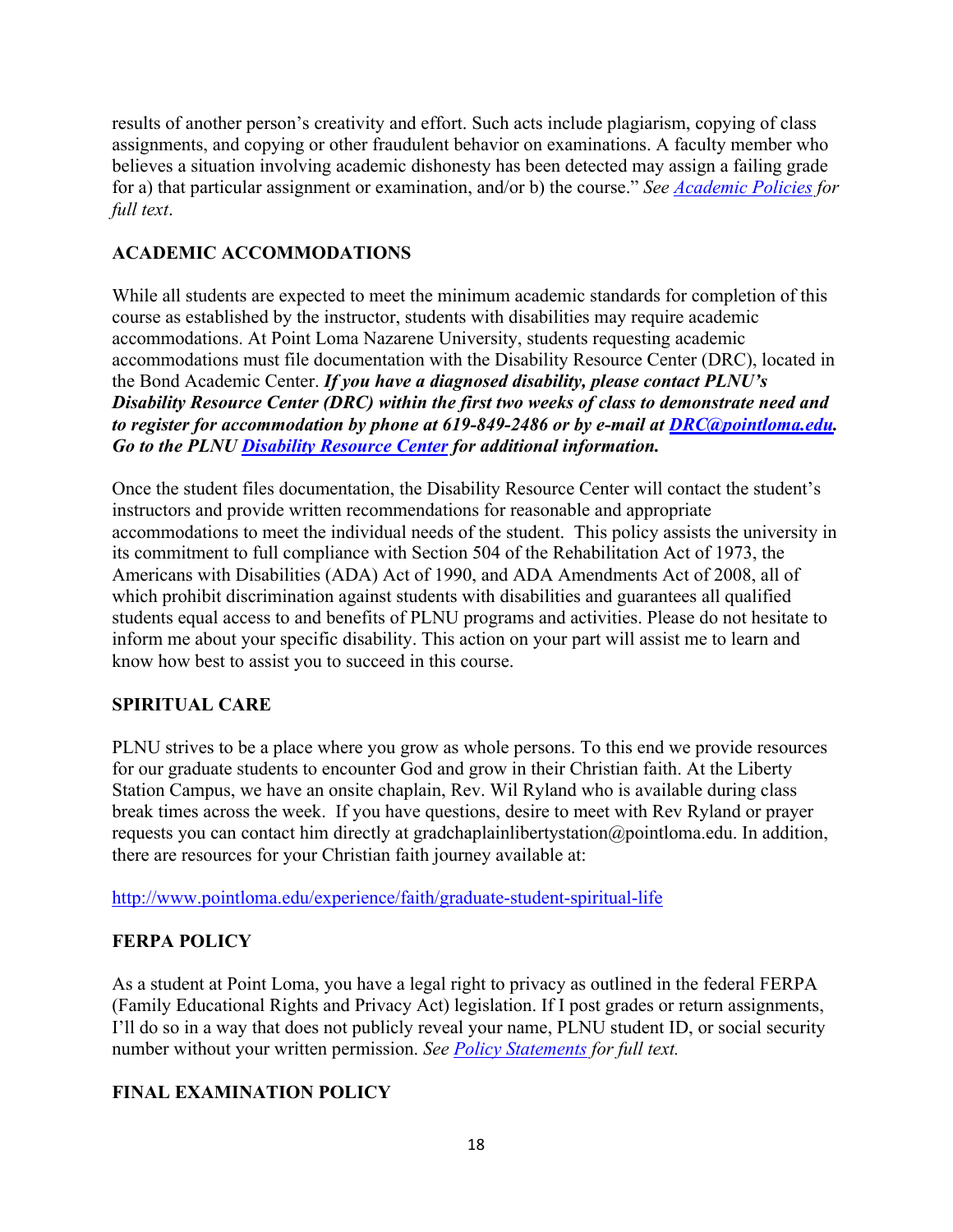results of another person's creativity and effort. Such acts include plagiarism, copying of class assignments, and copying or other fraudulent behavior on examinations. A faculty member who believes a situation involving academic dishonesty has been detected may assign a failing grade for a) that particular assignment or examination, and/or b) the course." *See [Academic Policies](#) for full text*.

## ACADEMIC ACCOMMODATIONS

While all students are expected to meet the minimum academic standards for completion of this course as established by the instructor, students with disabilities may require academic accommodations. At Point Loma Nazarene University, students requesting academic accommodations must file documentation with the Disability Resource Center (DRC), located in the Bond Academic Center. ***If you have a diagnosed disability, please contact PLNU's Disability Resource Center (DRC) within the first two weeks of class to demonstrate need and to register for accommodation by phone at 619-849-2486 or by e-mail at [DRC@pointloma.edu](mailto:DRC@pointloma.edu). Go to the PLNU [Disability Resource Center](#) for additional information.***

Once the student files documentation, the Disability Resource Center will contact the student's instructors and provide written recommendations for reasonable and appropriate accommodations to meet the individual needs of the student. This policy assists the university in its commitment to full compliance with Section 504 of the Rehabilitation Act of 1973, the Americans with Disabilities (ADA) Act of 1990, and ADA Amendments Act of 2008, all of which prohibit discrimination against students with disabilities and guarantees all qualified students equal access to and benefits of PLNU programs and activities. Please do not hesitate to inform me about your specific disability. This action on your part will assist me to learn and know how best to assist you to succeed in this course.

## SPIRITUAL CARE

PLNU strives to be a place where you grow as whole persons. To this end we provide resources for our graduate students to encounter God and grow in their Christian faith. At the Liberty Station Campus, we have an onsite chaplain, Rev. Wil Ryland who is available during class break times across the week. If you have questions, desire to meet with Rev Ryland or prayer requests you can contact him directly at gradchaplainlibertystation@pointloma.edu. In addition, there are resources for your Christian faith journey available at:

http://www.pointloma.edu/experience/faith/graduate-student-spiritual-life

## FERPA POLICY

As a student at Point Loma, you have a legal right to privacy as outlined in the federal FERPA (Family Educational Rights and Privacy Act) legislation. If I post grades or return assignments, I'll do so in a way that does not publicly reveal your name, PLNU student ID, or social security number without your written permission. *See [Policy Statements](#) for full text.*

## FINAL EXAMINATION POLICY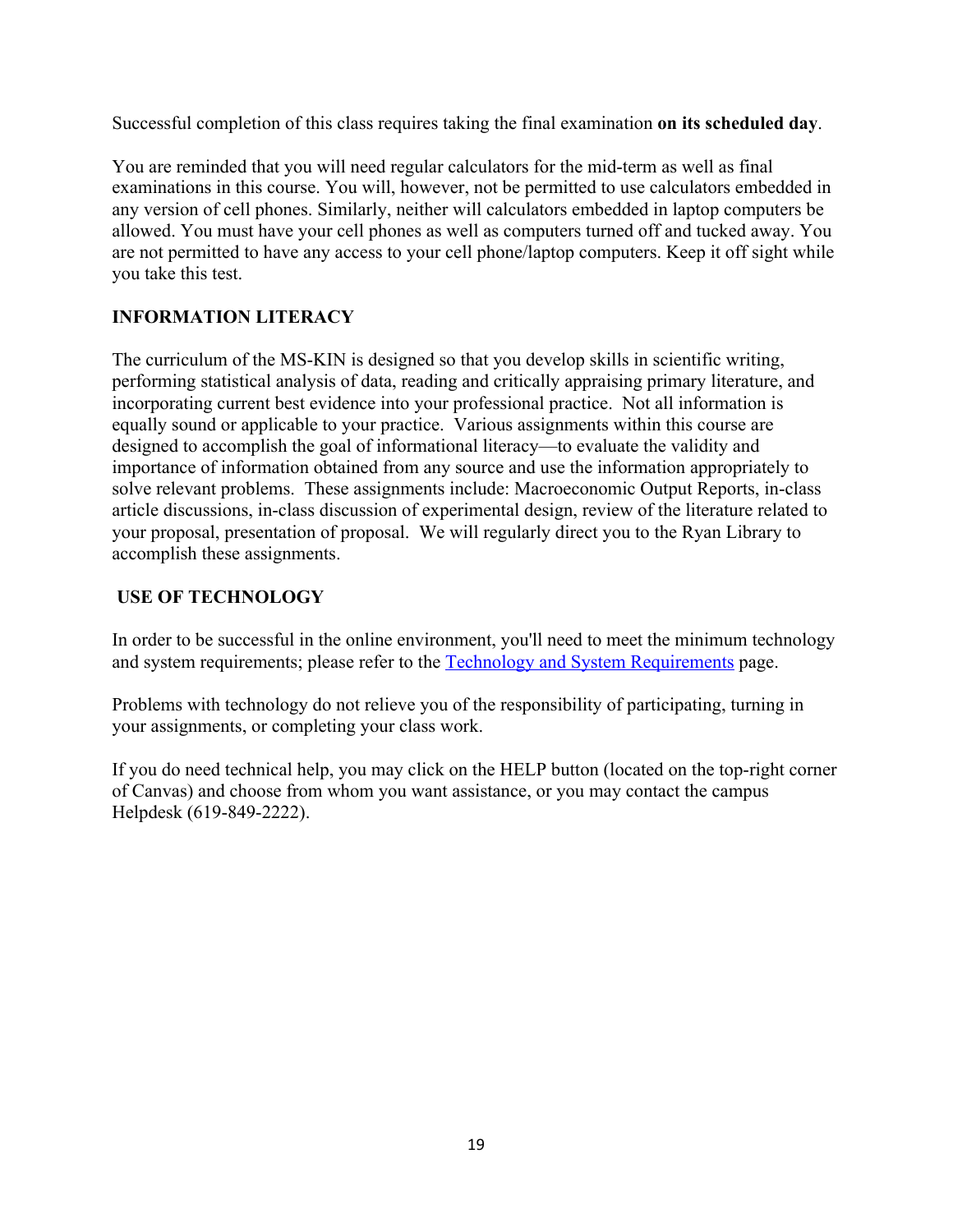Successful completion of this class requires taking the final examination **on its scheduled day**.

You are reminded that you will need regular calculators for the mid-term as well as final examinations in this course. You will, however, not be permitted to use calculators embedded in any version of cell phones. Similarly, neither will calculators embedded in laptop computers be allowed. You must have your cell phones as well as computers turned off and tucked away. You are not permitted to have any access to your cell phone/laptop computers. Keep it off sight while you take this test.

## INFORMATION LITERACY

The curriculum of the MS-KIN is designed so that you develop skills in scientific writing, performing statistical analysis of data, reading and critically appraising primary literature, and incorporating current best evidence into your professional practice. Not all information is equally sound or applicable to your practice. Various assignments within this course are designed to accomplish the goal of informational literacy—to evaluate the validity and importance of information obtained from any source and use the information appropriately to solve relevant problems. These assignments include: Macroeconomic Output Reports, in-class article discussions, in-class discussion of experimental design, review of the literature related to your proposal, presentation of proposal. We will regularly direct you to the Ryan Library to accomplish these assignments.

## USE OF TECHNOLOGY

In order to be successful in the online environment, you'll need to meet the minimum technology and system requirements; please refer to the Technology and System Requirements page.

Problems with technology do not relieve you of the responsibility of participating, turning in your assignments, or completing your class work.

If you do need technical help, you may click on the HELP button (located on the top-right corner of Canvas) and choose from whom you want assistance, or you may contact the campus Helpdesk (619-849-2222).